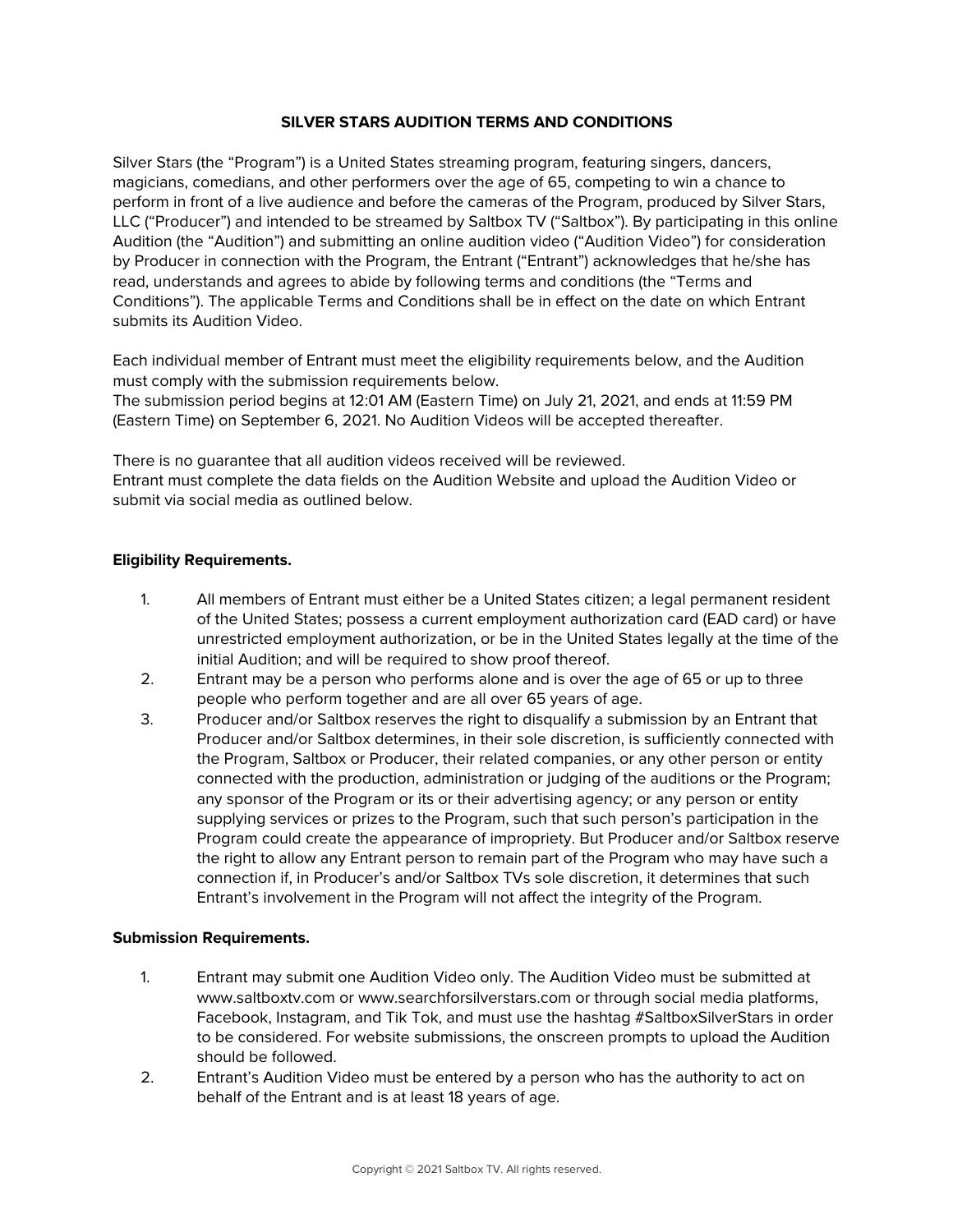# SILVER STARS AUDITION TERMS AND CONDITIONS

Silver Stars (the "Program") is a United States streaming program, featuring singers, dancers, magicians, comedians, and other performers over the age of 65, competing to win a chance to perform in front of a live audience and before the cameras of the Program, produced by Silver Stars, LLC ("Producer") and intended to be streamed by Saltbox TV ("Saltbox"). By participating in this online Audition (the "Audition") and submitting an online audition video ("Audition Video") for consideration by Producer in connection with the Program, the Entrant ("Entrant") acknowledges that he/she has read, understands and agrees to abide by following terms and conditions (the "Terms and Conditions"). The applicable Terms and Conditions shall be in effect on the date on which Entrant submits its Audition Video.

Each individual member of Entrant must meet the eligibility requirements below, and the Audition must comply with the submission requirements below.
The submission period begins at 12:01 AM (Eastern Time) on July 21, 2021, and ends at 11:59 PM (Eastern Time) on September 6, 2021. No Audition Videos will be accepted thereafter.

There is no guarantee that all audition videos received will be reviewed.
Entrant must complete the data fields on the Audition Website and upload the Audition Video or submit via social media as outlined below.

**Eligibility Requirements.**

1. All members of Entrant must either be a United States citizen; a legal permanent resident of the United States; possess a current employment authorization card (EAD card) or have unrestricted employment authorization, or be in the United States legally at the time of the initial Audition; and will be required to show proof thereof.
2. Entrant may be a person who performs alone and is over the age of 65 or up to three people who perform together and are all over 65 years of age.
3. Producer and/or Saltbox reserves the right to disqualify a submission by an Entrant that Producer and/or Saltbox determines, in their sole discretion, is sufficiently connected with the Program, Saltbox or Producer, their related companies, or any other person or entity connected with the production, administration or judging of the auditions or the Program; any sponsor of the Program or its or their advertising agency; or any person or entity supplying services or prizes to the Program, such that such person's participation in the Program could create the appearance of impropriety. But Producer and/or Saltbox reserve the right to allow any Entrant person to remain part of the Program who may have such a connection if, in Producer's and/or Saltbox TVs sole discretion, it determines that such Entrant's involvement in the Program will not affect the integrity of the Program.

**Submission Requirements.**

1. Entrant may submit one Audition Video only. The Audition Video must be submitted at www.saltboxtv.com or www.searchforsilverstars.com or through social media platforms, Facebook, Instagram, and Tik Tok, and must use the hashtag #SaltboxSilverStars in order to be considered. For website submissions, the onscreen prompts to upload the Audition should be followed.
2. Entrant's Audition Video must be entered by a person who has the authority to act on behalf of the Entrant and is at least 18 years of age.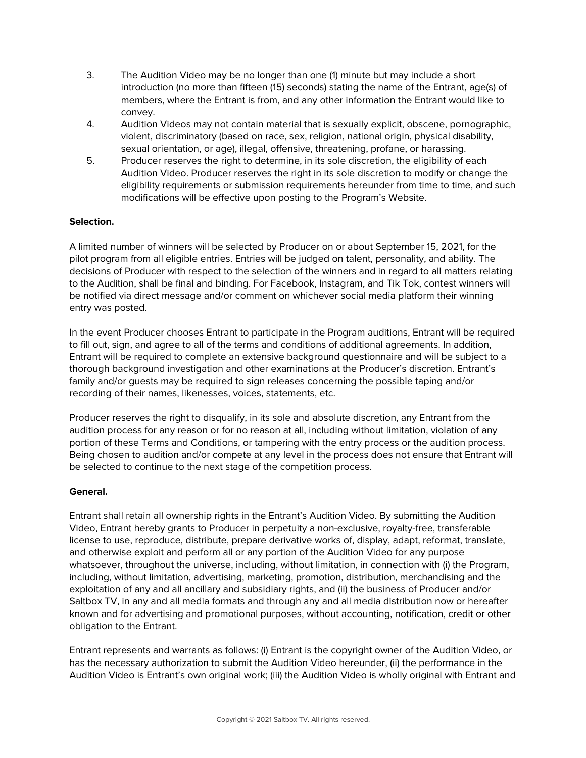3. The Audition Video may be no longer than one (1) minute but may include a short introduction (no more than fifteen (15) seconds) stating the name of the Entrant, age(s) of members, where the Entrant is from, and any other information the Entrant would like to convey.
4. Audition Videos may not contain material that is sexually explicit, obscene, pornographic, violent, discriminatory (based on race, sex, religion, national origin, physical disability, sexual orientation, or age), illegal, offensive, threatening, profane, or harassing.
5. Producer reserves the right to determine, in its sole discretion, the eligibility of each Audition Video. Producer reserves the right in its sole discretion to modify or change the eligibility requirements or submission requirements hereunder from time to time, and such modifications will be effective upon posting to the Program's Website.

**Selection.**

A limited number of winners will be selected by Producer on or about September 15, 2021, for the pilot program from all eligible entries. Entries will be judged on talent, personality, and ability. The decisions of Producer with respect to the selection of the winners and in regard to all matters relating to the Audition, shall be final and binding. For Facebook, Instagram, and Tik Tok, contest winners will be notified via direct message and/or comment on whichever social media platform their winning entry was posted.

In the event Producer chooses Entrant to participate in the Program auditions, Entrant will be required to fill out, sign, and agree to all of the terms and conditions of additional agreements. In addition, Entrant will be required to complete an extensive background questionnaire and will be subject to a thorough background investigation and other examinations at the Producer's discretion. Entrant's family and/or guests may be required to sign releases concerning the possible taping and/or recording of their names, likenesses, voices, statements, etc.

Producer reserves the right to disqualify, in its sole and absolute discretion, any Entrant from the audition process for any reason or for no reason at all, including without limitation, violation of any portion of these Terms and Conditions, or tampering with the entry process or the audition process. Being chosen to audition and/or compete at any level in the process does not ensure that Entrant will be selected to continue to the next stage of the competition process.

**General.**

Entrant shall retain all ownership rights in the Entrant's Audition Video. By submitting the Audition Video, Entrant hereby grants to Producer in perpetuity a non-exclusive, royalty-free, transferable license to use, reproduce, distribute, prepare derivative works of, display, adapt, reformat, translate, and otherwise exploit and perform all or any portion of the Audition Video for any purpose whatsoever, throughout the universe, including, without limitation, in connection with (i) the Program, including, without limitation, advertising, marketing, promotion, distribution, merchandising and the exploitation of any and all ancillary and subsidiary rights, and (ii) the business of Producer and/or Saltbox TV, in any and all media formats and through any and all media distribution now or hereafter known and for advertising and promotional purposes, without accounting, notification, credit or other obligation to the Entrant.

Entrant represents and warrants as follows: (i) Entrant is the copyright owner of the Audition Video, or has the necessary authorization to submit the Audition Video hereunder, (ii) the performance in the Audition Video is Entrant's own original work; (iii) the Audition Video is wholly original with Entrant and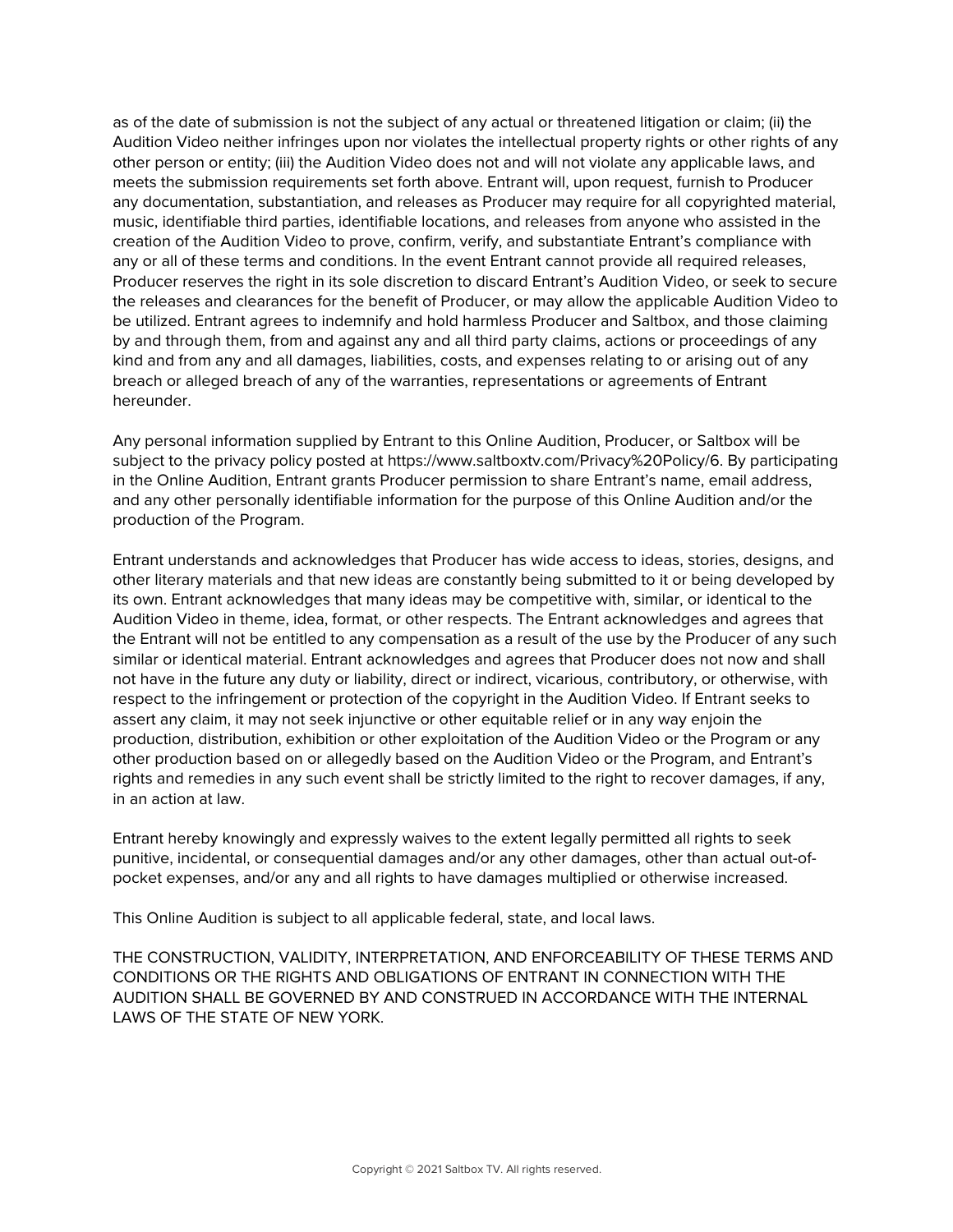as of the date of submission is not the subject of any actual or threatened litigation or claim; (ii) the Audition Video neither infringes upon nor violates the intellectual property rights or other rights of any other person or entity; (iii) the Audition Video does not and will not violate any applicable laws, and meets the submission requirements set forth above. Entrant will, upon request, furnish to Producer any documentation, substantiation, and releases as Producer may require for all copyrighted material, music, identifiable third parties, identifiable locations, and releases from anyone who assisted in the creation of the Audition Video to prove, confirm, verify, and substantiate Entrant's compliance with any or all of these terms and conditions. In the event Entrant cannot provide all required releases, Producer reserves the right in its sole discretion to discard Entrant's Audition Video, or seek to secure the releases and clearances for the benefit of Producer, or may allow the applicable Audition Video to be utilized. Entrant agrees to indemnify and hold harmless Producer and Saltbox, and those claiming by and through them, from and against any and all third party claims, actions or proceedings of any kind and from any and all damages, liabilities, costs, and expenses relating to or arising out of any breach or alleged breach of any of the warranties, representations or agreements of Entrant hereunder.

Any personal information supplied by Entrant to this Online Audition, Producer, or Saltbox will be subject to the privacy policy posted at https://www.saltboxtv.com/Privacy%20Policy/6. By participating in the Online Audition, Entrant grants Producer permission to share Entrant's name, email address, and any other personally identifiable information for the purpose of this Online Audition and/or the production of the Program.

Entrant understands and acknowledges that Producer has wide access to ideas, stories, designs, and other literary materials and that new ideas are constantly being submitted to it or being developed by its own. Entrant acknowledges that many ideas may be competitive with, similar, or identical to the Audition Video in theme, idea, format, or other respects. The Entrant acknowledges and agrees that the Entrant will not be entitled to any compensation as a result of the use by the Producer of any such similar or identical material. Entrant acknowledges and agrees that Producer does not now and shall not have in the future any duty or liability, direct or indirect, vicarious, contributory, or otherwise, with respect to the infringement or protection of the copyright in the Audition Video. If Entrant seeks to assert any claim, it may not seek injunctive or other equitable relief or in any way enjoin the production, distribution, exhibition or other exploitation of the Audition Video or the Program or any other production based on or allegedly based on the Audition Video or the Program, and Entrant's rights and remedies in any such event shall be strictly limited to the right to recover damages, if any, in an action at law.

Entrant hereby knowingly and expressly waives to the extent legally permitted all rights to seek punitive, incidental, or consequential damages and/or any other damages, other than actual out-of-pocket expenses, and/or any and all rights to have damages multiplied or otherwise increased.

This Online Audition is subject to all applicable federal, state, and local laws.

THE CONSTRUCTION, VALIDITY, INTERPRETATION, AND ENFORCEABILITY OF THESE TERMS AND CONDITIONS OR THE RIGHTS AND OBLIGATIONS OF ENTRANT IN CONNECTION WITH THE AUDITION SHALL BE GOVERNED BY AND CONSTRUED IN ACCORDANCE WITH THE INTERNAL LAWS OF THE STATE OF NEW YORK.

Copyright © 2021 Saltbox TV. All rights reserved.